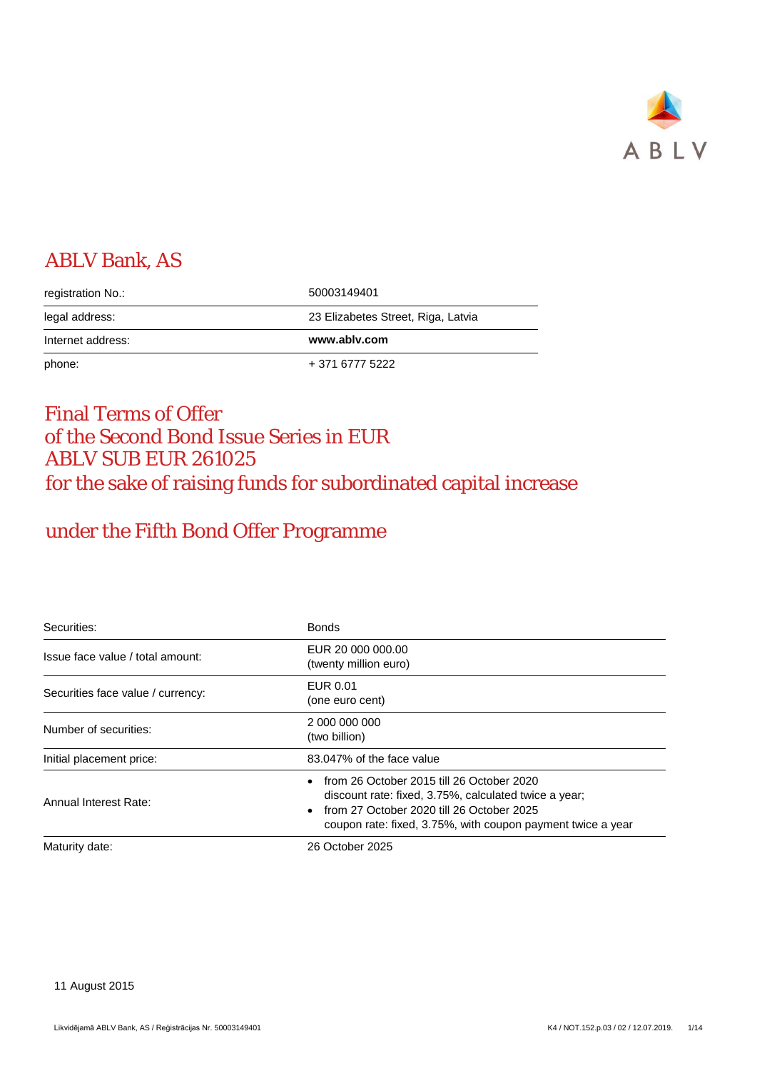# ABLV Bank, AS

| | |
|---|---|
| registration No.: | 50003149401 |
| legal address: | 23 Elizabetes Street, Riga, Latvia |
| Internet address: | **www.ablv.com** |
| phone: | + 371 6777 5222 |

# Final Terms of Offer of the Second Bond Issue Series in EUR ABLV SUB EUR 261025 for the sake of raising funds for subordinated capital increase

## under the Fifth Bond Offer Programme

| | |
|---|---|
| Securities: | Bonds |
| Issue face value / total amount: | EUR 20 000 000.00<br>(twenty million euro) |
| Securities face value / currency: | EUR 0.01<br>(one euro cent) |
| Number of securities: | 2 000 000 000<br>(two billion) |
| Initial placement price: | 83.047% of the face value |
| Annual Interest Rate: | • from 26 October 2015 till 26 October 2020 discount rate: fixed, 3.75%, calculated twice a year;<br>• from 27 October 2020 till 26 October 2025 coupon rate: fixed, 3.75%, with coupon payment twice a year |
| Maturity date: | 26 October 2025 |

11 August 2015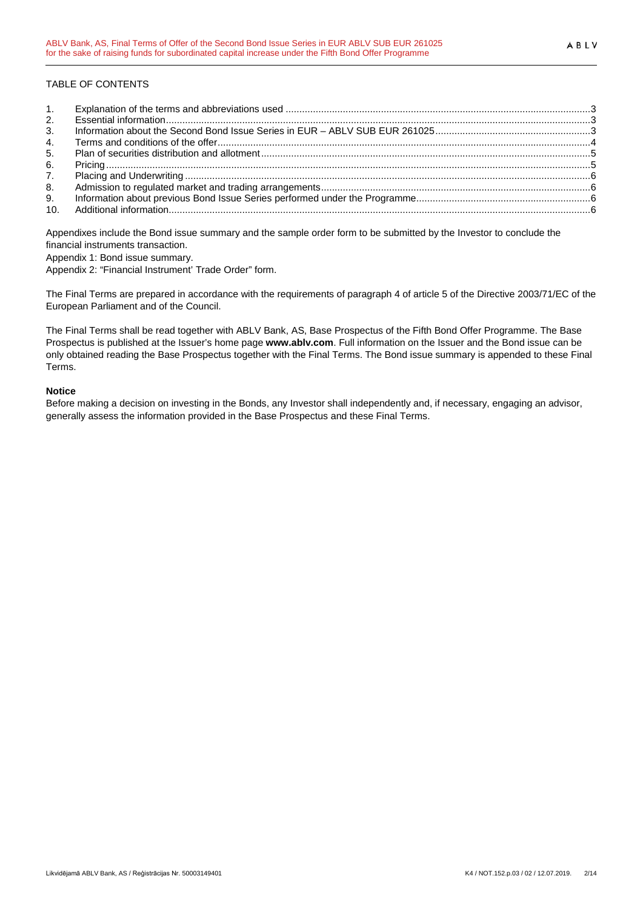TABLE OF CONTENTS

1. Explanation of the terms and abbreviations used ..... 3
2. Essential information ..... 3
3. Information about the Second Bond Issue Series in EUR – ABLV SUB EUR 261025 ..... 3
4. Terms and conditions of the offer ..... 4
5. Plan of securities distribution and allotment ..... 5
6. Pricing ..... 5
7. Placing and Underwriting ..... 6
8. Admission to regulated market and trading arrangements ..... 6
9. Information about previous Bond Issue Series performed under the Programme ..... 6
10. Additional information ..... 6

Appendixes include the Bond issue summary and the sample order form to be submitted by the Investor to conclude the financial instruments transaction.

Appendix 1: Bond issue summary.

Appendix 2: "Financial Instrument' Trade Order" form.

The Final Terms are prepared in accordance with the requirements of paragraph 4 of article 5 of the Directive 2003/71/EC of the European Parliament and of the Council.

The Final Terms shall be read together with ABLV Bank, AS, Base Prospectus of the Fifth Bond Offer Programme. The Base Prospectus is published at the Issuer's home page **www.ablv.com**. Full information on the Issuer and the Bond issue can be only obtained reading the Base Prospectus together with the Final Terms. The Bond issue summary is appended to these Final Terms.

**Notice**

Before making a decision on investing in the Bonds, any Investor shall independently and, if necessary, engaging an advisor, generally assess the information provided in the Base Prospectus and these Final Terms.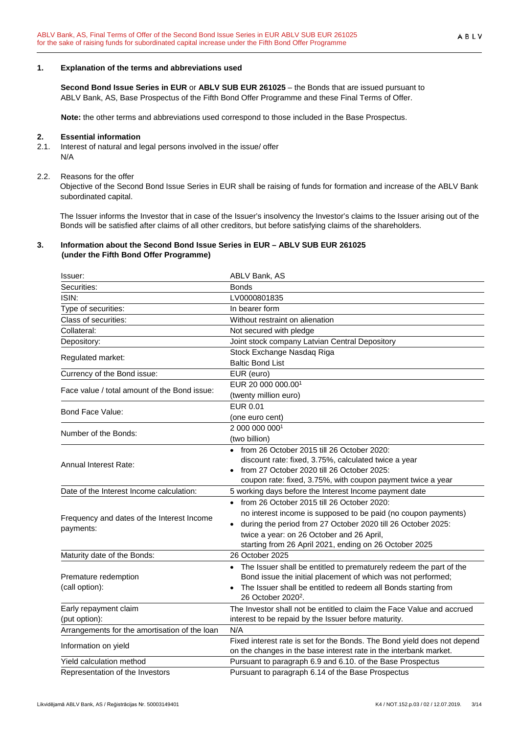## 1. Explanation of the terms and abbreviations used

**Second Bond Issue Series in EUR** or **ABLV SUB EUR 261025** – the Bonds that are issued pursuant to ABLV Bank, AS, Base Prospectus of the Fifth Bond Offer Programme and these Final Terms of Offer.

**Note:** the other terms and abbreviations used correspond to those included in the Base Prospectus.

## 2. Essential information

2.1. Interest of natural and legal persons involved in the issue/ offer
N/A

2.2. Reasons for the offer
Objective of the Second Bond Issue Series in EUR shall be raising of funds for formation and increase of the ABLV Bank subordinated capital.

The Issuer informs the Investor that in case of the Issuer's insolvency the Investor's claims to the Issuer arising out of the Bonds will be satisfied after claims of all other creditors, but before satisfying claims of the shareholders.

## 3. Information about the Second Bond Issue Series in EUR – ABLV SUB EUR 261025 (under the Fifth Bond Offer Programme)

| | |
|---|---|
| Issuer: | ABLV Bank, AS |
| Securities: | Bonds |
| ISIN: | LV0000801835 |
| Type of securities: | In bearer form |
| Class of securities: | Without restraint on alienation |
| Collateral: | Not secured with pledge |
| Depository: | Joint stock company Latvian Central Depository |
| Regulated market: | Stock Exchange Nasdaq Riga<br>Baltic Bond List |
| Currency of the Bond issue: | EUR (euro) |
| Face value / total amount of the Bond issue: | EUR 20 000 000.00[1]<br>(twenty million euro) |
| Bond Face Value: | EUR 0.01<br>(one euro cent) |
| Number of the Bonds: | 2 000 000 000[1]<br>(two billion) |
| Annual Interest Rate: | • from 26 October 2015 till 26 October 2020:<br>discount rate: fixed, 3.75%, calculated twice a year<br>• from 27 October 2020 till 26 October 2025:<br>coupon rate: fixed, 3.75%, with coupon payment twice a year |
| Date of the Interest Income calculation: | 5 working days before the Interest Income payment date |
| Frequency and dates of the Interest Income payments: | • from 26 October 2015 till 26 October 2020:<br>no interest income is supposed to be paid (no coupon payments)<br>• during the period from 27 October 2020 till 26 October 2025:<br>twice a year: on 26 October and 26 April,<br>starting from 26 April 2021, ending on 26 October 2025 |
| Maturity date of the Bonds: | 26 October 2025 |
| Premature redemption<br>(call option): | • The Issuer shall be entitled to prematurely redeem the part of the Bond issue the initial placement of which was not performed;<br>• The Issuer shall be entitled to redeem all Bonds starting from 26 October 2020[2]. |
| Early repayment claim<br>(put option): | The Investor shall not be entitled to claim the Face Value and accrued interest to be repaid by the Issuer before maturity. |
| Arrangements for the amortisation of the loan | N/A |
| Information on yield | Fixed interest rate is set for the Bonds. The Bond yield does not depend on the changes in the base interest rate in the interbank market. |
| Yield calculation method | Pursuant to paragraph 6.9 and 6.10. of the Base Prospectus |
| Representation of the Investors | Pursuant to paragraph 6.14 of the Base Prospectus |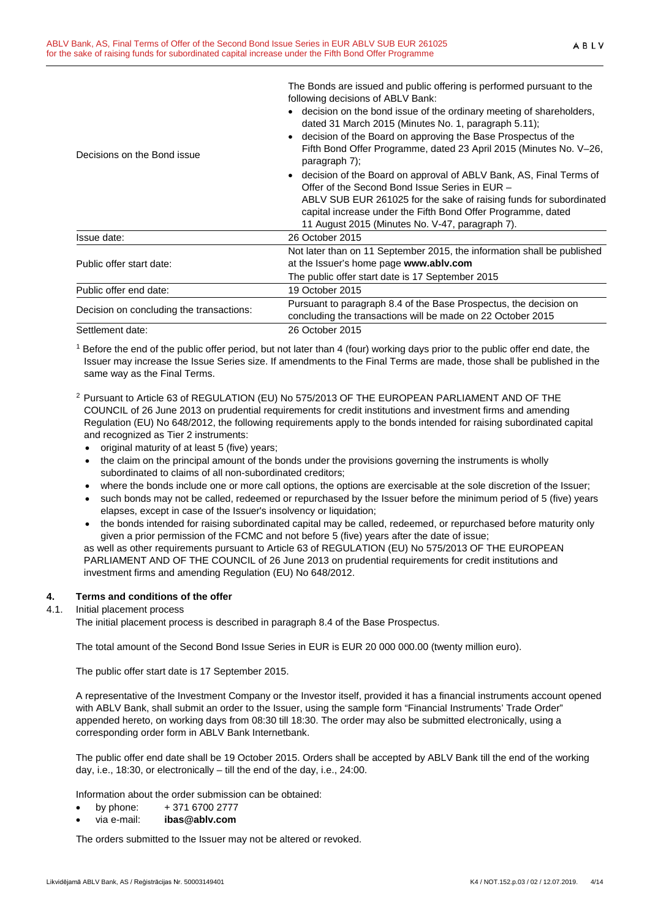| | |
|---|---|
| Decisions on the Bond issue | The Bonds are issued and public offering is performed pursuant to the following decisions of ABLV Bank:<br>• decision on the bond issue of the ordinary meeting of shareholders, dated 31 March 2015 (Minutes No. 1, paragraph 5.11);<br>• decision of the Board on approving the Base Prospectus of the Fifth Bond Offer Programme, dated 23 April 2015 (Minutes No. V–26, paragraph 7);<br>• decision of the Board on approval of ABLV Bank, AS, Final Terms of Offer of the Second Bond Issue Series in EUR – ABLV SUB EUR 261025 for the sake of raising funds for subordinated capital increase under the Fifth Bond Offer Programme, dated 11 August 2015 (Minutes No. V-47, paragraph 7). |
| Issue date: | 26 October 2015 |
| Public offer start date: | Not later than on 11 September 2015, the information shall be published at the Issuer's home page **www.ablv.com**<br>The public offer start date is 17 September 2015 |
| Public offer end date: | 19 October 2015 |
| Decision on concluding the transactions: | Pursuant to paragraph 8.4 of the Base Prospectus, the decision on concluding the transactions will be made on 22 October 2015 |
| Settlement date: | 26 October 2015 |

[1] Before the end of the public offer period, but not later than 4 (four) working days prior to the public offer end date, the Issuer may increase the Issue Series size. If amendments to the Final Terms are made, those shall be published in the same way as the Final Terms.

[2] Pursuant to Article 63 of REGULATION (EU) No 575/2013 OF THE EUROPEAN PARLIAMENT AND OF THE COUNCIL of 26 June 2013 on prudential requirements for credit institutions and investment firms and amending Regulation (EU) No 648/2012, the following requirements apply to the bonds intended for raising subordinated capital and recognized as Tier 2 instruments:

- original maturity of at least 5 (five) years;
- the claim on the principal amount of the bonds under the provisions governing the instruments is wholly subordinated to claims of all non-subordinated creditors;
- where the bonds include one or more call options, the options are exercisable at the sole discretion of the Issuer;
- such bonds may not be called, redeemed or repurchased by the Issuer before the minimum period of 5 (five) years elapses, except in case of the Issuer's insolvency or liquidation;
- the bonds intended for raising subordinated capital may be called, redeemed, or repurchased before maturity only given a prior permission of the FCMC and not before 5 (five) years after the date of issue;

as well as other requirements pursuant to Article 63 of REGULATION (EU) No 575/2013 OF THE EUROPEAN PARLIAMENT AND OF THE COUNCIL of 26 June 2013 on prudential requirements for credit institutions and investment firms and amending Regulation (EU) No 648/2012.

## 4. Terms and conditions of the offer

### 4.1. Initial placement process

The initial placement process is described in paragraph 8.4 of the Base Prospectus.

The total amount of the Second Bond Issue Series in EUR is EUR 20 000 000.00 (twenty million euro).

The public offer start date is 17 September 2015.

A representative of the Investment Company or the Investor itself, provided it has a financial instruments account opened with ABLV Bank, shall submit an order to the Issuer, using the sample form "Financial Instruments' Trade Order" appended hereto, on working days from 08:30 till 18:30. The order may also be submitted electronically, using a corresponding order form in ABLV Bank Internetbank.

The public offer end date shall be 19 October 2015. Orders shall be accepted by ABLV Bank till the end of the working day, i.e., 18:30, or electronically – till the end of the day, i.e., 24:00.

Information about the order submission can be obtained:

- by phone: + 371 6700 2777
- via e-mail: **ibas@ablv.com**

The orders submitted to the Issuer may not be altered or revoked.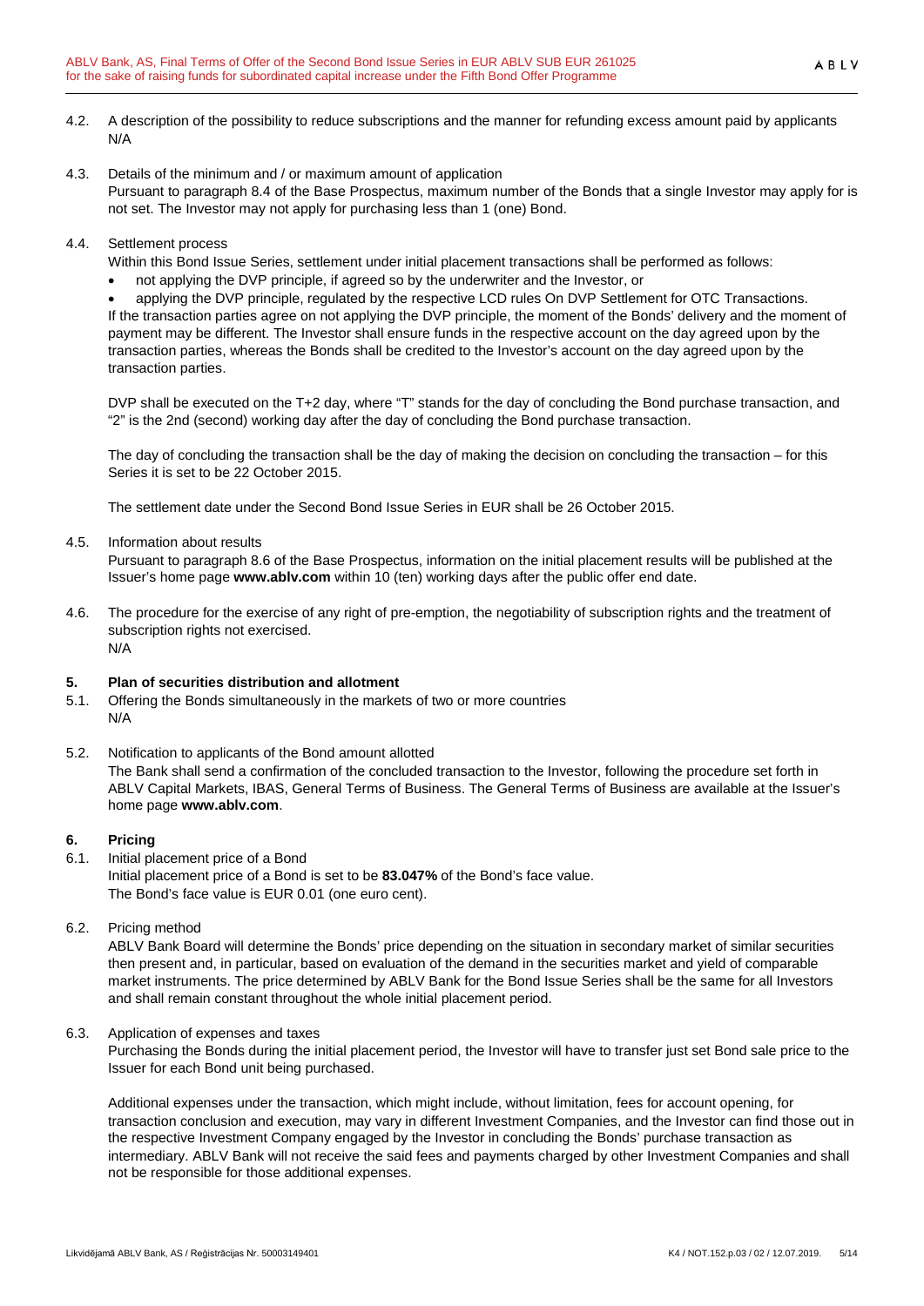4.2. A description of the possibility to reduce subscriptions and the manner for refunding excess amount paid by applicants
N/A

4.3. Details of the minimum and / or maximum amount of application
Pursuant to paragraph 8.4 of the Base Prospectus, maximum number of the Bonds that a single Investor may apply for is not set. The Investor may not apply for purchasing less than 1 (one) Bond.

4.4. Settlement process
Within this Bond Issue Series, settlement under initial placement transactions shall be performed as follows:

- not applying the DVP principle, if agreed so by the underwriter and the Investor, or
- applying the DVP principle, regulated by the respective LCD rules On DVP Settlement for OTC Transactions.

If the transaction parties agree on not applying the DVP principle, the moment of the Bonds' delivery and the moment of payment may be different. The Investor shall ensure funds in the respective account on the day agreed upon by the transaction parties, whereas the Bonds shall be credited to the Investor's account on the day agreed upon by the transaction parties.

DVP shall be executed on the T+2 day, where "T" stands for the day of concluding the Bond purchase transaction, and "2" is the 2nd (second) working day after the day of concluding the Bond purchase transaction.

The day of concluding the transaction shall be the day of making the decision on concluding the transaction – for this Series it is set to be 22 October 2015.

The settlement date under the Second Bond Issue Series in EUR shall be 26 October 2015.

4.5. Information about results
Pursuant to paragraph 8.6 of the Base Prospectus, information on the initial placement results will be published at the Issuer's home page **www.ablv.com** within 10 (ten) working days after the public offer end date.

4.6. The procedure for the exercise of any right of pre-emption, the negotiability of subscription rights and the treatment of subscription rights not exercised.
N/A

## 5. Plan of securities distribution and allotment

5.1. Offering the Bonds simultaneously in the markets of two or more countries
N/A

5.2. Notification to applicants of the Bond amount allotted
The Bank shall send a confirmation of the concluded transaction to the Investor, following the procedure set forth in ABLV Capital Markets, IBAS, General Terms of Business. The General Terms of Business are available at the Issuer's home page **www.ablv.com**.

## 6. Pricing

6.1. Initial placement price of a Bond
Initial placement price of a Bond is set to be **83.047%** of the Bond's face value.
The Bond's face value is EUR 0.01 (one euro cent).

6.2. Pricing method
ABLV Bank Board will determine the Bonds' price depending on the situation in secondary market of similar securities then present and, in particular, based on evaluation of the demand in the securities market and yield of comparable market instruments. The price determined by ABLV Bank for the Bond Issue Series shall be the same for all Investors and shall remain constant throughout the whole initial placement period.

6.3. Application of expenses and taxes
Purchasing the Bonds during the initial placement period, the Investor will have to transfer just set Bond sale price to the Issuer for each Bond unit being purchased.

Additional expenses under the transaction, which might include, without limitation, fees for account opening, for transaction conclusion and execution, may vary in different Investment Companies, and the Investor can find those out in the respective Investment Company engaged by the Investor in concluding the Bonds' purchase transaction as intermediary. ABLV Bank will not receive the said fees and payments charged by other Investment Companies and shall not be responsible for those additional expenses.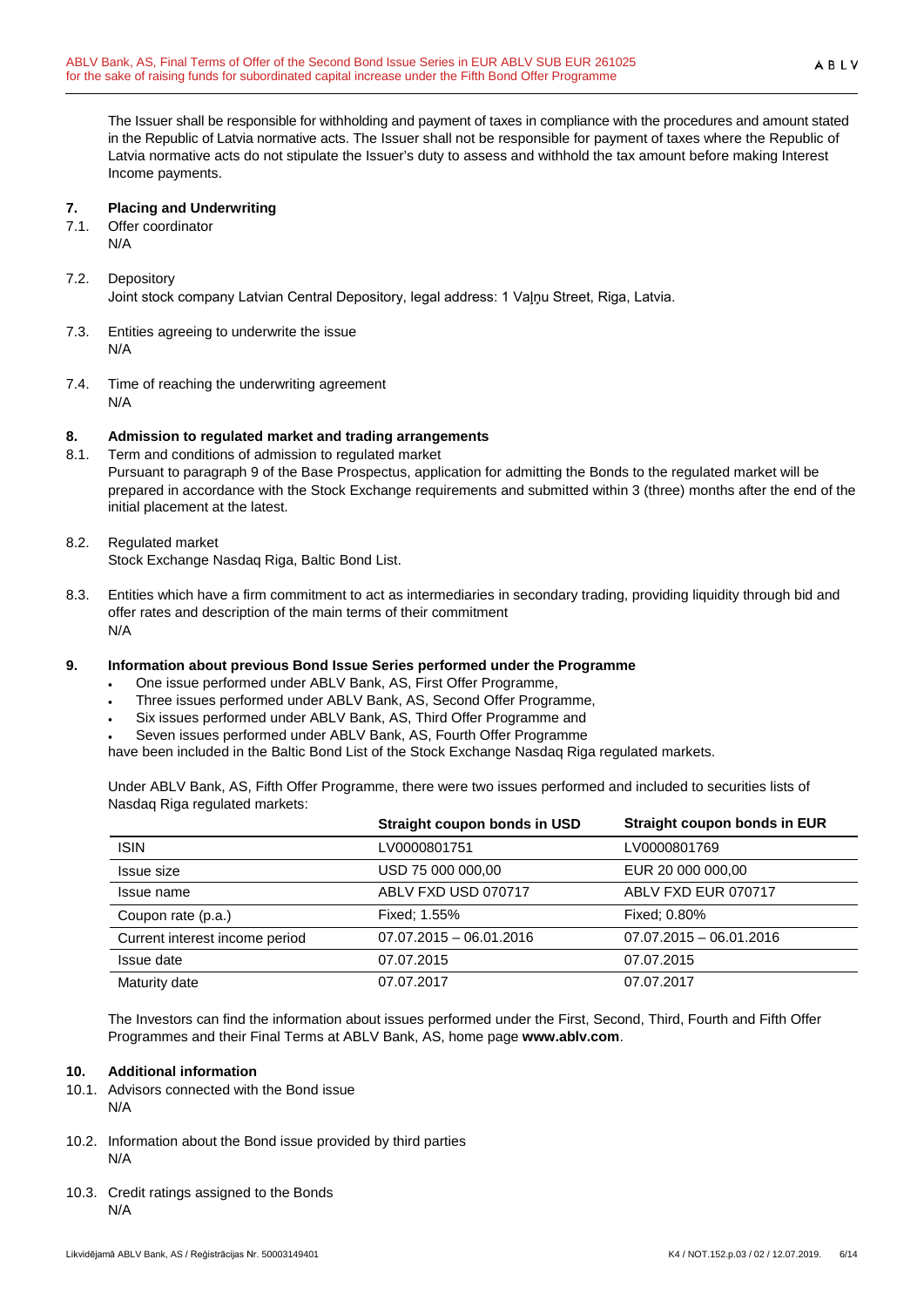The Issuer shall be responsible for withholding and payment of taxes in compliance with the procedures and amount stated in the Republic of Latvia normative acts. The Issuer shall not be responsible for payment of taxes where the Republic of Latvia normative acts do not stipulate the Issuer's duty to assess and withhold the tax amount before making Interest Income payments.

## 7. Placing and Underwriting

7.1. Offer coordinator
N/A

7.2. Depository
Joint stock company Latvian Central Depository, legal address: 1 Vaļņu Street, Riga, Latvia.

7.3. Entities agreeing to underwrite the issue
N/A

7.4. Time of reaching the underwriting agreement
N/A

## 8. Admission to regulated market and trading arrangements

8.1. Term and conditions of admission to regulated market
Pursuant to paragraph 9 of the Base Prospectus, application for admitting the Bonds to the regulated market will be prepared in accordance with the Stock Exchange requirements and submitted within 3 (three) months after the end of the initial placement at the latest.

8.2. Regulated market
Stock Exchange Nasdaq Riga, Baltic Bond List.

8.3. Entities which have a firm commitment to act as intermediaries in secondary trading, providing liquidity through bid and offer rates and description of the main terms of their commitment
N/A

## 9. Information about previous Bond Issue Series performed under the Programme

- One issue performed under ABLV Bank, AS, First Offer Programme,
- Three issues performed under ABLV Bank, AS, Second Offer Programme,
- Six issues performed under ABLV Bank, AS, Third Offer Programme and
- Seven issues performed under ABLV Bank, AS, Fourth Offer Programme

have been included in the Baltic Bond List of the Stock Exchange Nasdaq Riga regulated markets.

Under ABLV Bank, AS, Fifth Offer Programme, there were two issues performed and included to securities lists of Nasdaq Riga regulated markets:

| | **Straight coupon bonds in USD** | **Straight coupon bonds in EUR** |
|---|---|---|
| ISIN | LV0000801751 | LV0000801769 |
| Issue size | USD 75 000 000,00 | EUR 20 000 000,00 |
| Issue name | ABLV FXD USD 070717 | ABLV FXD EUR 070717 |
| Coupon rate (p.a.) | Fixed; 1.55% | Fixed; 0.80% |
| Current interest income period | 07.07.2015 – 06.01.2016 | 07.07.2015 – 06.01.2016 |
| Issue date | 07.07.2015 | 07.07.2015 |
| Maturity date | 07.07.2017 | 07.07.2017 |

The Investors can find the information about issues performed under the First, Second, Third, Fourth and Fifth Offer Programmes and their Final Terms at ABLV Bank, AS, home page **www.ablv.com**.

## 10. Additional information

10.1. Advisors connected with the Bond issue
N/A

10.2. Information about the Bond issue provided by third parties
N/A

10.3. Credit ratings assigned to the Bonds
N/A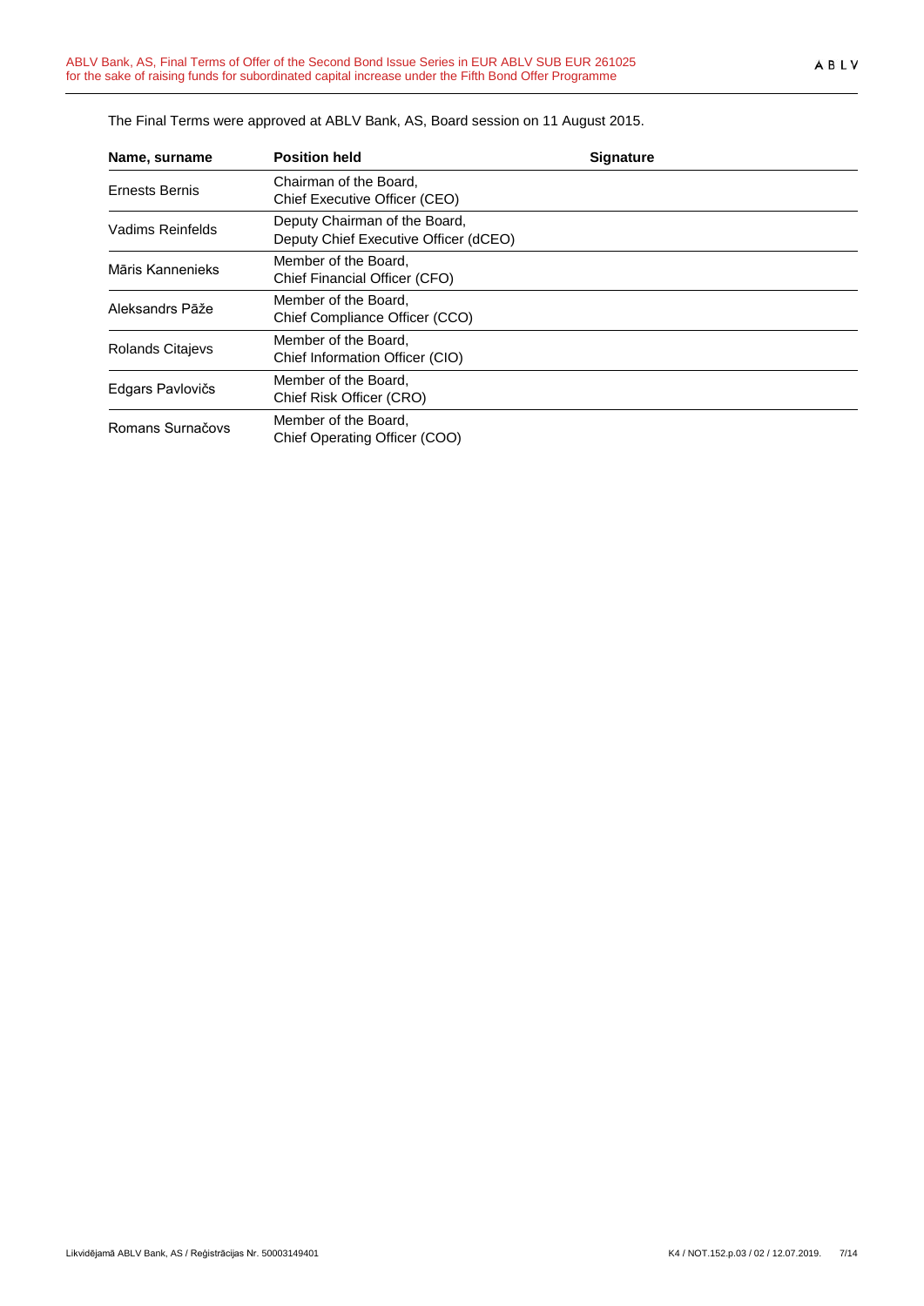The Final Terms were approved at ABLV Bank, AS, Board session on 11 August 2015.

| Name, surname | Position held | Signature |
|---|---|---|
| Ernests Bernis | Chairman of the Board, Chief Executive Officer (CEO) | |
| Vadims Reinfelds | Deputy Chairman of the Board, Deputy Chief Executive Officer (dCEO) | |
| Māris Kannenieks | Member of the Board, Chief Financial Officer (CFO) | |
| Aleksandrs Pāže | Member of the Board, Chief Compliance Officer (CCO) | |
| Rolands Citajevs | Member of the Board, Chief Information Officer (CIO) | |
| Edgars Pavlovičs | Member of the Board, Chief Risk Officer (CRO) | |
| Romans Surnačovs | Member of the Board, Chief Operating Officer (COO) | |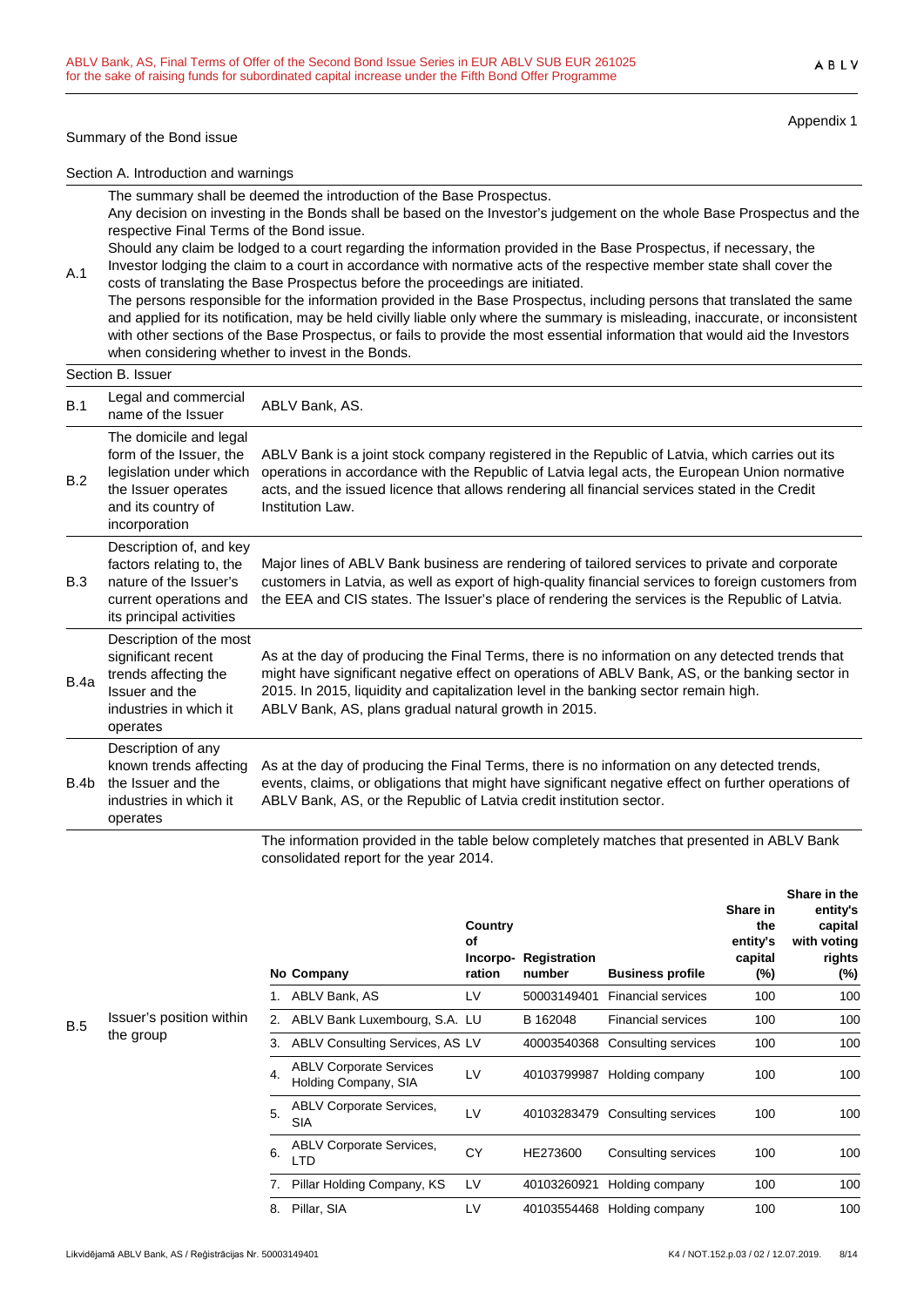Appendix 1

Summary of the Bond issue

Section A. Introduction and warnings

| | |
|---|---|
| A.1 | The summary shall be deemed the introduction of the Base Prospectus.<br>Any decision on investing in the Bonds shall be based on the Investor's judgement on the whole Base Prospectus and the respective Final Terms of the Bond issue.<br>Should any claim be lodged to a court regarding the information provided in the Base Prospectus, if necessary, the Investor lodging the claim to a court in accordance with normative acts of the respective member state shall cover the costs of translating the Base Prospectus before the proceedings are initiated.<br>The persons responsible for the information provided in the Base Prospectus, including persons that translated the same and applied for its notification, may be held civilly liable only where the summary is misleading, inaccurate, or inconsistent with other sections of the Base Prospectus, or fails to provide the most essential information that would aid the Investors when considering whether to invest in the Bonds. |

Section B. Issuer

| | | |
|---|---|---|
| B.1 | Legal and commercial name of the Issuer | ABLV Bank, AS. |
| B.2 | The domicile and legal form of the Issuer, the legislation under which the Issuer operates and its country of incorporation | ABLV Bank is a joint stock company registered in the Republic of Latvia, which carries out its operations in accordance with the Republic of Latvia legal acts, the European Union normative acts, and the issued licence that allows rendering all financial services stated in the Credit Institution Law. |
| B.3 | Description of, and key factors relating to, the nature of the Issuer's current operations and its principal activities | Major lines of ABLV Bank business are rendering of tailored services to private and corporate customers in Latvia, as well as export of high-quality financial services to foreign customers from the EEA and CIS states. The Issuer's place of rendering the services is the Republic of Latvia. |
| B.4a | Description of the most significant recent trends affecting the Issuer and the industries in which it operates | As at the day of producing the Final Terms, there is no information on any detected trends that might have significant negative effect on operations of ABLV Bank, AS, or the banking sector in 2015. In 2015, liquidity and capitalization level in the banking sector remain high.<br>ABLV Bank, AS, plans gradual natural growth in 2015. |
| B.4b | Description of any known trends affecting the Issuer and the industries in which it operates | As at the day of producing the Final Terms, there is no information on any detected trends, events, claims, or obligations that might have significant negative effect on further operations of ABLV Bank, AS, or the Republic of Latvia credit institution sector. |
| B.5 | Issuer's position within the group | The information provided in the table below completely matches that presented in ABLV Bank consolidated report for the year 2014. |

| No | Company | Country of Incorpo-ration | Registration number | Business profile | Share in the entity's capital (%) | Share in the entity's capital with voting rights (%) |
|---|---|---|---|---|---|---|
| 1. | ABLV Bank, AS | LV | 50003149401 | Financial services | 100 | 100 |
| 2. | ABLV Bank Luxembourg, S.A. | LU | B 162048 | Financial services | 100 | 100 |
| 3. | ABLV Consulting Services, AS | LV | 40003540368 | Consulting services | 100 | 100 |
| 4. | ABLV Corporate Services Holding Company, SIA | LV | 40103799987 | Holding company | 100 | 100 |
| 5. | ABLV Corporate Services, SIA | LV | 40103283479 | Consulting services | 100 | 100 |
| 6. | ABLV Corporate Services, LTD | CY | HE273600 | Consulting services | 100 | 100 |
| 7. | Pillar Holding Company, KS | LV | 40103260921 | Holding company | 100 | 100 |
| 8. | Pillar, SIA | LV | 40103554468 | Holding company | 100 | 100 |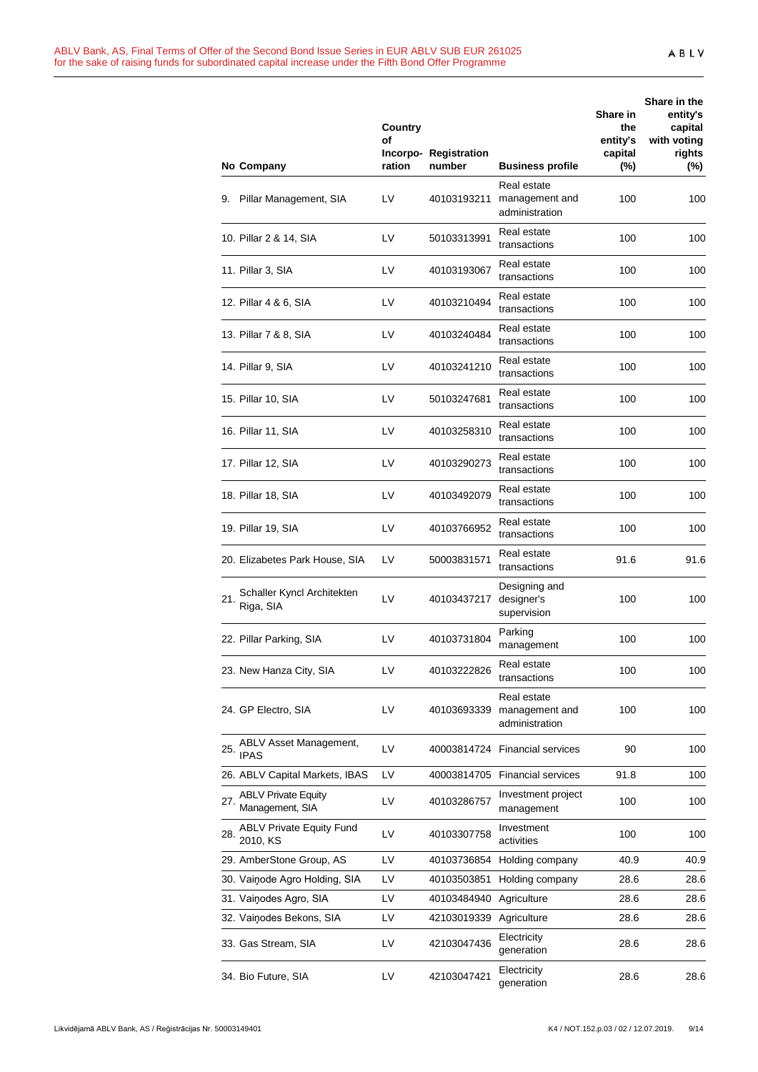| No | Company | Country of Incorpo-ration | Registration number | Business profile | Share in the entity's capital (%) | Share in the entity's capital with voting rights (%) |
|---|---|---|---|---|---|---|
| 9. | Pillar Management, SIA | LV | 40103193211 | Real estate management and administration | 100 | 100 |
| 10. | Pillar 2 & 14, SIA | LV | 50103313991 | Real estate transactions | 100 | 100 |
| 11. | Pillar 3, SIA | LV | 40103193067 | Real estate transactions | 100 | 100 |
| 12. | Pillar 4 & 6, SIA | LV | 40103210494 | Real estate transactions | 100 | 100 |
| 13. | Pillar 7 & 8, SIA | LV | 40103240484 | Real estate transactions | 100 | 100 |
| 14. | Pillar 9, SIA | LV | 40103241210 | Real estate transactions | 100 | 100 |
| 15. | Pillar 10, SIA | LV | 50103247681 | Real estate transactions | 100 | 100 |
| 16. | Pillar 11, SIA | LV | 40103258310 | Real estate transactions | 100 | 100 |
| 17. | Pillar 12, SIA | LV | 40103290273 | Real estate transactions | 100 | 100 |
| 18. | Pillar 18, SIA | LV | 40103492079 | Real estate transactions | 100 | 100 |
| 19. | Pillar 19, SIA | LV | 40103766952 | Real estate transactions | 100 | 100 |
| 20. | Elizabetes Park House, SIA | LV | 50003831571 | Real estate transactions | 91.6 | 91.6 |
| 21. | Schaller Kyncl Architekten Riga, SIA | LV | 40103437217 | Designing and designer's supervision | 100 | 100 |
| 22. | Pillar Parking, SIA | LV | 40103731804 | Parking management | 100 | 100 |
| 23. | New Hanza City, SIA | LV | 40103222826 | Real estate transactions | 100 | 100 |
| 24. | GP Electro, SIA | LV | 40103693339 | Real estate management and administration | 100 | 100 |
| 25. | ABLV Asset Management, IPAS | LV | 40003814724 | Financial services | 90 | 100 |
| 26. | ABLV Capital Markets, IBAS | LV | 40003814705 | Financial services | 91.8 | 100 |
| 27. | ABLV Private Equity Management, SIA | LV | 40103286757 | Investment project management | 100 | 100 |
| 28. | ABLV Private Equity Fund 2010, KS | LV | 40103307758 | Investment activities | 100 | 100 |
| 29. | AmberStone Group, AS | LV | 40103736854 | Holding company | 40.9 | 40.9 |
| 30. | Vaiņode Agro Holding, SIA | LV | 40103503851 | Holding company | 28.6 | 28.6 |
| 31. | Vaiņodes Agro, SIA | LV | 40103484940 | Agriculture | 28.6 | 28.6 |
| 32. | Vaiņodes Bekons, SIA | LV | 42103019339 | Agriculture | 28.6 | 28.6 |
| 33. | Gas Stream, SIA | LV | 42103047436 | Electricity generation | 28.6 | 28.6 |
| 34. | Bio Future, SIA | LV | 42103047421 | Electricity generation | 28.6 | 28.6 |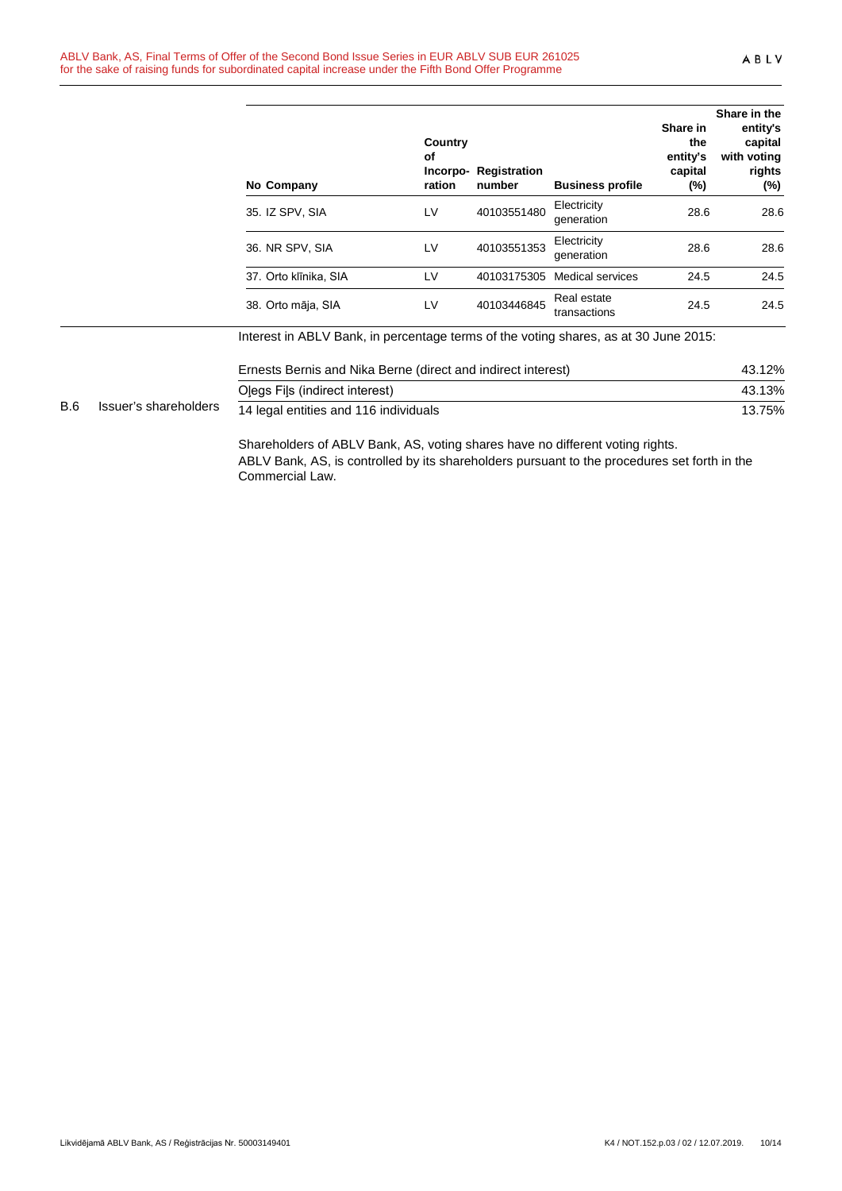| No | Company | Country of Incorpo-ration | Registration number | Business profile | Share in the entity's capital (%) | Share in the entity's capital with voting rights (%) |
|---|---|---|---|---|---|---|
| 35. | IZ SPV, SIA | LV | 40103551480 | Electricity generation | 28.6 | 28.6 |
| 36. | NR SPV, SIA | LV | 40103551353 | Electricity generation | 28.6 | 28.6 |
| 37. | Orto klīnika, SIA | LV | 40103175305 | Medical services | 24.5 | 24.5 |
| 38. | Orto māja, SIA | LV | 40103446845 | Real estate transactions | 24.5 | 24.5 |

**B.6 Issuer's shareholders**

Interest in ABLV Bank, in percentage terms of the voting shares, as at 30 June 2015:

| Shareholder | Interest |
|---|---|
| Ernests Bernis and Nika Berne (direct and indirect interest) | 43.12% |
| Oļegs Fiļs (indirect interest) | 43.13% |
| 14 legal entities and 116 individuals | 13.75% |

Shareholders of ABLV Bank, AS, voting shares have no different voting rights.
ABLV Bank, AS, is controlled by its shareholders pursuant to the procedures set forth in the Commercial Law.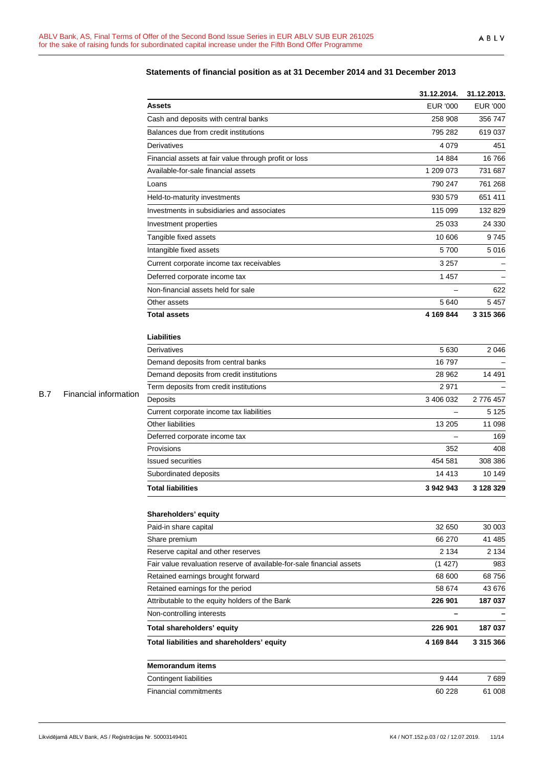B.7 Financial information

### Statements of financial position as at 31 December 2014 and 31 December 2013

| | 31.12.2014. | 31.12.2013. |
|---|---|---|
| **Assets** | EUR '000 | EUR '000 |
| Cash and deposits with central banks | 258 908 | 356 747 |
| Balances due from credit institutions | 795 282 | 619 037 |
| Derivatives | 4 079 | 451 |
| Financial assets at fair value through profit or loss | 14 884 | 16 766 |
| Available-for-sale financial assets | 1 209 073 | 731 687 |
| Loans | 790 247 | 761 268 |
| Held-to-maturity investments | 930 579 | 651 411 |
| Investments in subsidiaries and associates | 115 099 | 132 829 |
| Investment properties | 25 033 | 24 330 |
| Tangible fixed assets | 10 606 | 9 745 |
| Intangible fixed assets | 5 700 | 5 016 |
| Current corporate income tax receivables | 3 257 | – |
| Deferred corporate income tax | 1 457 | – |
| Non-financial assets held for sale | – | 622 |
| Other assets | 5 640 | 5 457 |
| **Total assets** | **4 169 844** | **3 315 366** |
| | | |
| **Liabilities** | | |
| Derivatives | 5 630 | 2 046 |
| Demand deposits from central banks | 16 797 | – |
| Demand deposits from credit institutions | 28 962 | 14 491 |
| Term deposits from credit institutions | 2 971 | – |
| Deposits | 3 406 032 | 2 776 457 |
| Current corporate income tax liabilities | – | 5 125 |
| Other liabilities | 13 205 | 11 098 |
| Deferred corporate income tax | – | 169 |
| Provisions | 352 | 408 |
| Issued securities | 454 581 | 308 386 |
| Subordinated deposits | 14 413 | 10 149 |
| **Total liabilities** | **3 942 943** | **3 128 329** |
| | | |
| **Shareholders' equity** | | |
| Paid-in share capital | 32 650 | 30 003 |
| Share premium | 66 270 | 41 485 |
| Reserve capital and other reserves | 2 134 | 2 134 |
| Fair value revaluation reserve of available-for-sale financial assets | (1 427) | 983 |
| Retained earnings brought forward | 68 600 | 68 756 |
| Retained earnings for the period | 58 674 | 43 676 |
| Attributable to the equity holders of the Bank | **226 901** | **187 037** |
| Non-controlling interests | **–** | **–** |
| **Total shareholders' equity** | **226 901** | **187 037** |
| **Total liabilities and shareholders' equity** | **4 169 844** | **3 315 366** |
| | | |
| **Memorandum items** | | |
| Contingent liabilities | 9 444 | 7 689 |
| Financial commitments | 60 228 | 61 008 |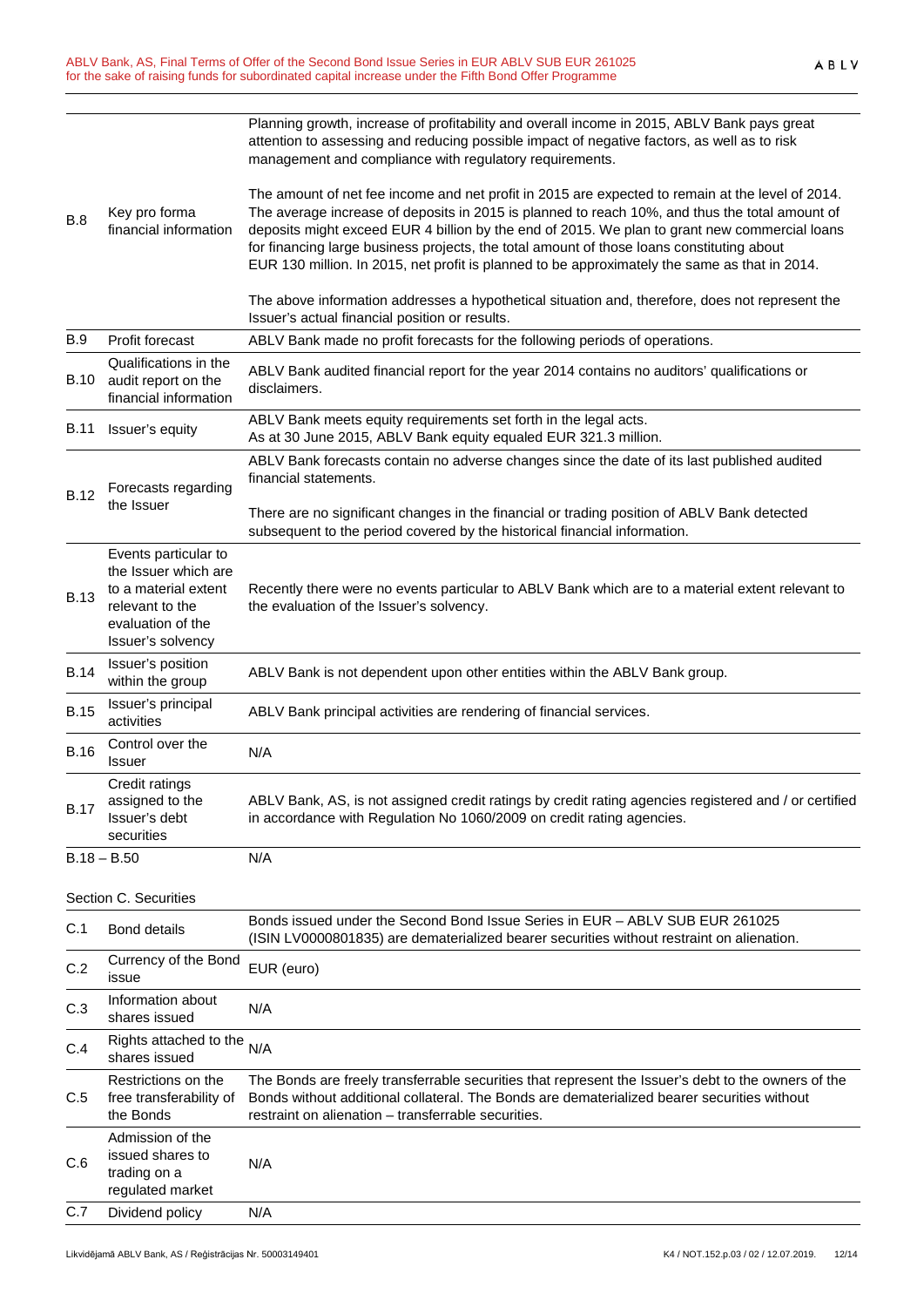| | | |
|---|---|---|
| B.8 | Key pro forma financial information | Planning growth, increase of profitability and overall income in 2015, ABLV Bank pays great attention to assessing and reducing possible impact of negative factors, as well as to risk management and compliance with regulatory requirements.<br><br>The amount of net fee income and net profit in 2015 are expected to remain at the level of 2014. The average increase of deposits in 2015 is planned to reach 10%, and thus the total amount of deposits might exceed EUR 4 billion by the end of 2015. We plan to grant new commercial loans for financing large business projects, the total amount of those loans constituting about EUR 130 million. In 2015, net profit is planned to be approximately the same as that in 2014.<br><br>The above information addresses a hypothetical situation and, therefore, does not represent the Issuer's actual financial position or results. |
| B.9 | Profit forecast | ABLV Bank made no profit forecasts for the following periods of operations. |
| B.10 | Qualifications in the audit report on the financial information | ABLV Bank audited financial report for the year 2014 contains no auditors' qualifications or disclaimers. |
| B.11 | Issuer's equity | ABLV Bank meets equity requirements set forth in the legal acts.<br>As at 30 June 2015, ABLV Bank equity equaled EUR 321.3 million. |
| B.12 | Forecasts regarding the Issuer | ABLV Bank forecasts contain no adverse changes since the date of its last published audited financial statements.<br><br>There are no significant changes in the financial or trading position of ABLV Bank detected subsequent to the period covered by the historical financial information. |
| B.13 | Events particular to the Issuer which are to a material extent relevant to the evaluation of the Issuer's solvency | Recently there were no events particular to ABLV Bank which are to a material extent relevant to the evaluation of the Issuer's solvency. |
| B.14 | Issuer's position within the group | ABLV Bank is not dependent upon other entities within the ABLV Bank group. |
| B.15 | Issuer's principal activities | ABLV Bank principal activities are rendering of financial services. |
| B.16 | Control over the Issuer | N/A |
| B.17 | Credit ratings assigned to the Issuer's debt securities | ABLV Bank, AS, is not assigned credit ratings by credit rating agencies registered and / or certified in accordance with Regulation No 1060/2009 on credit rating agencies. |
| B.18 – B.50 | | N/A |

Section C. Securities

| | | |
|---|---|---|
| C.1 | Bond details | Bonds issued under the Second Bond Issue Series in EUR – ABLV SUB EUR 261025 (ISIN LV0000801835) are dematerialized bearer securities without restraint on alienation. |
| C.2 | Currency of the Bond issue | EUR (euro) |
| C.3 | Information about shares issued | N/A |
| C.4 | Rights attached to the shares issued | N/A |
| C.5 | Restrictions on the free transferability of the Bonds | The Bonds are freely transferrable securities that represent the Issuer's debt to the owners of the Bonds without additional collateral. The Bonds are dematerialized bearer securities without restraint on alienation – transferrable securities. |
| C.6 | Admission of the issued shares to trading on a regulated market | N/A |
| C.7 | Dividend policy | N/A |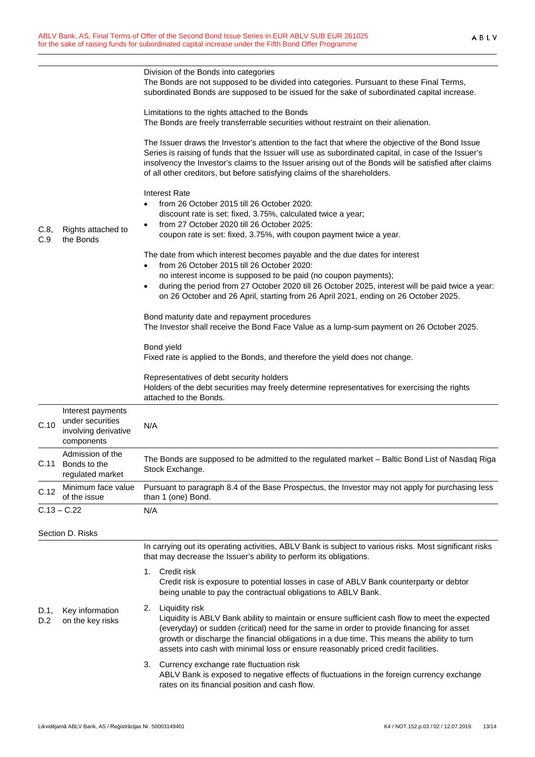| | | |
|---|---|---|
| C.8, C.9 | Rights attached to the Bonds | Division of the Bonds into categories<br>The Bonds are not supposed to be divided into categories. Pursuant to these Final Terms, subordinated Bonds are supposed to be issued for the sake of subordinated capital increase.<br><br>Limitations to the rights attached to the Bonds<br>The Bonds are freely transferrable securities without restraint on their alienation.<br><br>The Issuer draws the Investor's attention to the fact that where the objective of the Bond Issue Series is raising of funds that the Issuer will use as subordinated capital, in case of the Issuer's insolvency the Investor's claims to the Issuer arising out of the Bonds will be satisfied after claims of all other creditors, but before satisfying claims of the shareholders.<br><br>Interest Rate<br>• from 26 October 2015 till 26 October 2020: discount rate is set: fixed, 3.75%, calculated twice a year;<br>• from 27 October 2020 till 26 October 2025: coupon rate is set: fixed, 3.75%, with coupon payment twice a year.<br><br>The date from which interest becomes payable and the due dates for interest<br>• from 26 October 2015 till 26 October 2020: no interest income is supposed to be paid (no coupon payments);<br>• during the period from 27 October 2020 till 26 October 2025, interest will be paid twice a year: on 26 October and 26 April, starting from 26 April 2021, ending on 26 October 2025.<br><br>Bond maturity date and repayment procedures<br>The Investor shall receive the Bond Face Value as a lump-sum payment on 26 October 2025.<br><br>Bond yield<br>Fixed rate is applied to the Bonds, and therefore the yield does not change.<br><br>Representatives of debt security holders<br>Holders of the debt securities may freely determine representatives for exercising the rights attached to the Bonds. |
| C.10 | Interest payments under securities involving derivative components | N/A |
| C.11 | Admission of the Bonds to the regulated market | The Bonds are supposed to be admitted to the regulated market – Baltic Bond List of Nasdaq Riga Stock Exchange. |
| C.12 | Minimum face value of the issue | Pursuant to paragraph 8.4 of the Base Prospectus, the Investor may not apply for purchasing less than 1 (one) Bond. |
| C.13 – C.22 | | N/A |

Section D. Risks

| | | |
|---|---|---|
| D.1, D.2 | Key information on the key risks | In carrying out its operating activities, ABLV Bank is subject to various risks. Most significant risks that may decrease the Issuer's ability to perform its obligations.<br><br>1. Credit risk<br>Credit risk is exposure to potential losses in case of ABLV Bank counterparty or debtor being unable to pay the contractual obligations to ABLV Bank.<br><br>2. Liquidity risk<br>Liquidity is ABLV Bank ability to maintain or ensure sufficient cash flow to meet the expected (everyday) or sudden (critical) need for the same in order to provide financing for asset growth or discharge the financial obligations in a due time. This means the ability to turn assets into cash with minimal loss or ensure reasonably priced credit facilities.<br><br>3. Currency exchange rate fluctuation risk<br>ABLV Bank is exposed to negative effects of fluctuations in the foreign currency exchange rates on its financial position and cash flow. |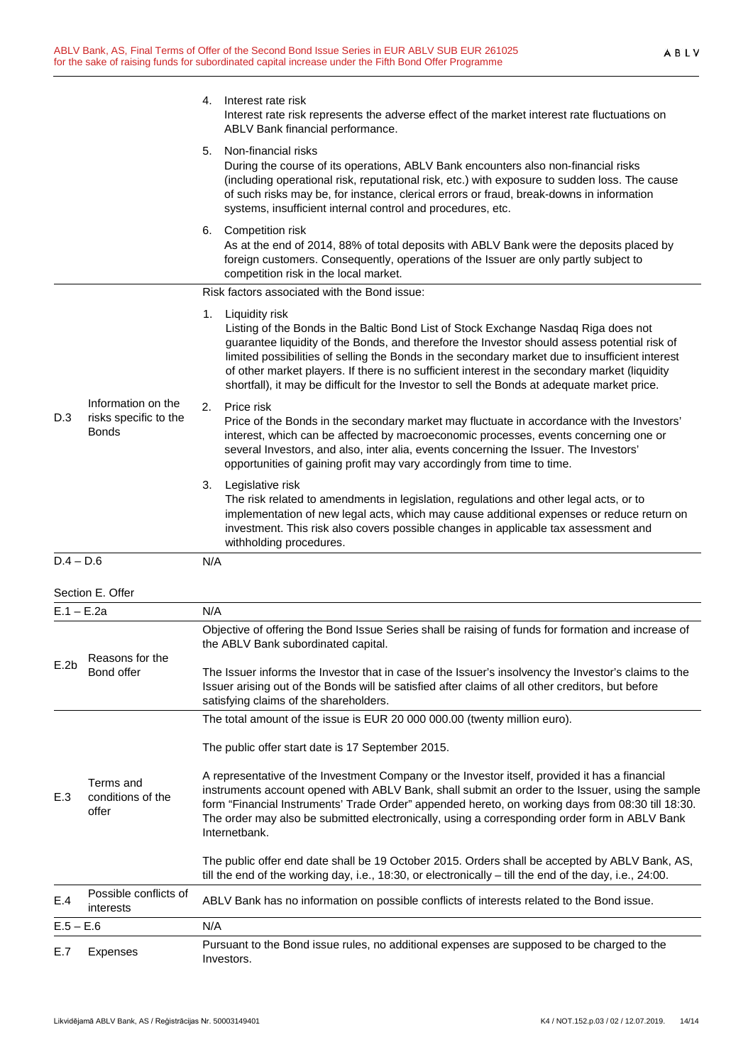| | | |
|---|---|---|
| | | 4. Interest rate risk<br>Interest rate risk represents the adverse effect of the market interest rate fluctuations on ABLV Bank financial performance.<br><br>5. Non-financial risks<br>During the course of its operations, ABLV Bank encounters also non-financial risks (including operational risk, reputational risk, etc.) with exposure to sudden loss. The cause of such risks may be, for instance, clerical errors or fraud, break-downs in information systems, insufficient internal control and procedures, etc.<br><br>6. Competition risk<br>As at the end of 2014, 88% of total deposits with ABLV Bank were the deposits placed by foreign customers. Consequently, operations of the Issuer are only partly subject to competition risk in the local market. |
| D.3 | Information on the risks specific to the Bonds | Risk factors associated with the Bond issue:<br><br>1. Liquidity risk<br>Listing of the Bonds in the Baltic Bond List of Stock Exchange Nasdaq Riga does not guarantee liquidity of the Bonds, and therefore the Investor should assess potential risk of limited possibilities of selling the Bonds in the secondary market due to insufficient interest of other market players. If there is no sufficient interest in the secondary market (liquidity shortfall), it may be difficult for the Investor to sell the Bonds at adequate market price.<br><br>2. Price risk<br>Price of the Bonds in the secondary market may fluctuate in accordance with the Investors' interest, which can be affected by macroeconomic processes, events concerning one or several Investors, and also, inter alia, events concerning the Issuer. The Investors' opportunities of gaining profit may vary accordingly from time to time.<br><br>3. Legislative risk<br>The risk related to amendments in legislation, regulations and other legal acts, or to implementation of new legal acts, which may cause additional expenses or reduce return on investment. This risk also covers possible changes in applicable tax assessment and withholding procedures. |
| D.4 – D.6 | | N/A |

Section E. Offer

| | | |
|---|---|---|
| E.1 – E.2a | | N/A |
| E.2b | Reasons for the Bond offer | Objective of offering the Bond Issue Series shall be raising of funds for formation and increase of the ABLV Bank subordinated capital.<br><br>The Issuer informs the Investor that in case of the Issuer's insolvency the Investor's claims to the Issuer arising out of the Bonds will be satisfied after claims of all other creditors, but before satisfying claims of the shareholders. |
| E.3 | Terms and conditions of the offer | The total amount of the issue is EUR 20 000 000.00 (twenty million euro).<br><br>The public offer start date is 17 September 2015.<br><br>A representative of the Investment Company or the Investor itself, provided it has a financial instruments account opened with ABLV Bank, shall submit an order to the Issuer, using the sample form "Financial Instruments' Trade Order" appended hereto, on working days from 08:30 till 18:30. The order may also be submitted electronically, using a corresponding order form in ABLV Bank Internetbank.<br><br>The public offer end date shall be 19 October 2015. Orders shall be accepted by ABLV Bank, AS, till the end of the working day, i.e., 18:30, or electronically – till the end of the day, i.e., 24:00. |
| E.4 | Possible conflicts of interests | ABLV Bank has no information on possible conflicts of interests related to the Bond issue. |
| E.5 – E.6 | | N/A |
| E.7 | Expenses | Pursuant to the Bond issue rules, no additional expenses are supposed to be charged to the Investors. |